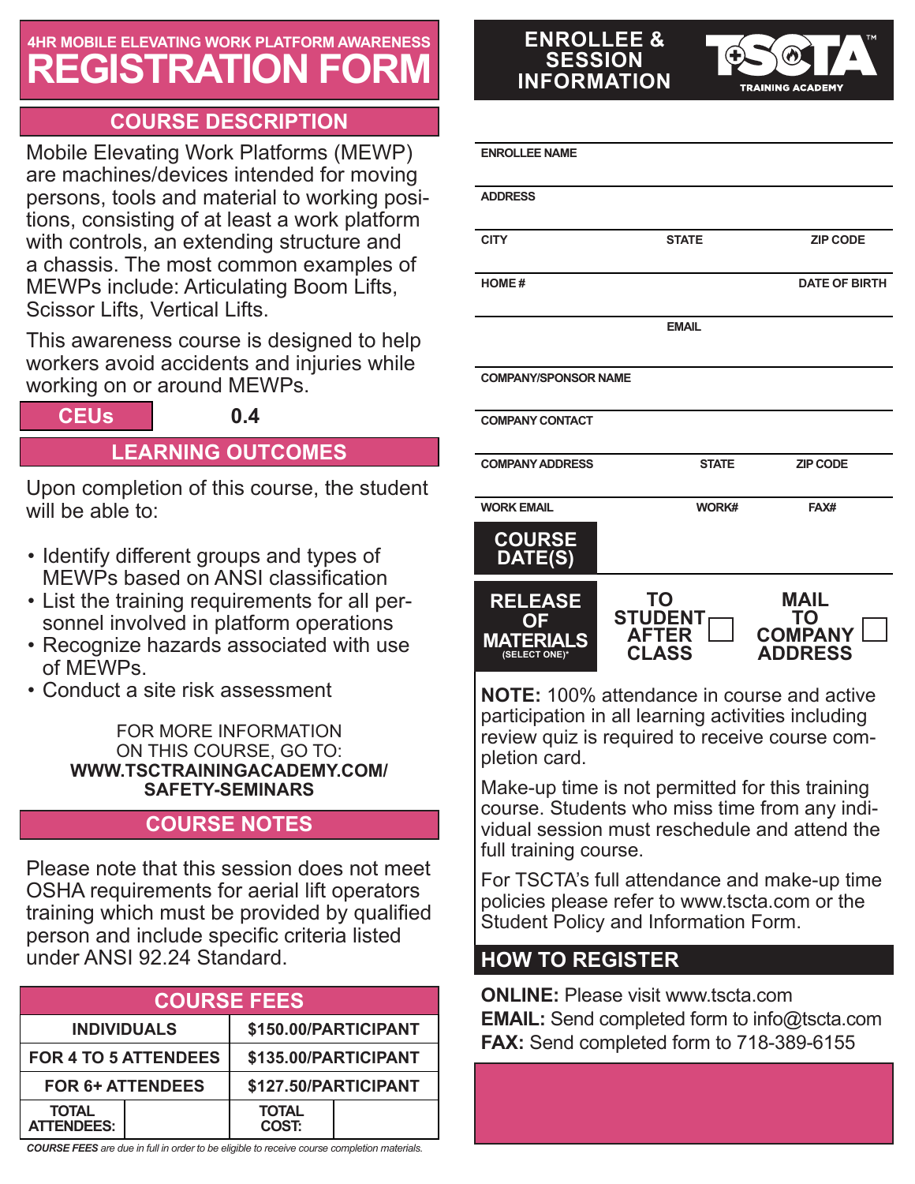# 4HR MOBILE ELEVATING WORK PLATFORM AWARENESS REGISTRATION FORM

## COURSE DESCRIPTION

Mobile Elevating Work Platforms (MEWP) are machines/devices intended for moving persons, tools and material to working positions, consisting of at least a work platform with controls, an extending structure and a chassis. The most common examples of MEWPs include: Articulating Boom Lifts, Scissor Lifts, Vertical Lifts.

This awareness course is designed to help workers avoid accidents and injuries while working on or around MEWPs.

**CEUs** 0.4

## LEARNING OUTCOMES

Upon completion of this course, the student will be able to:

- Identify different groups and types of MEWPs based on ANSI classification
- List the training requirements for all personnel involved in platform operations
- Recognize hazards associated with use of MEWPs.
- Conduct a site risk assessment

FOR MORE INFORMATION ON THIS COURSE, GO TO:
**WWW.TSCTRAININGACADEMY.COM/SAFETY-SEMINARS**

## COURSE NOTES

Please note that this session does not meet OSHA requirements for aerial lift operators training which must be provided by qualified person and include specific criteria listed under ANSI 92.24 Standard.

## COURSE FEES

| | | | |
|---|---|---|---|
| INDIVIDUALS | | $150.00/PARTICIPANT | |
| FOR 4 TO 5 ATTENDEES | | $135.00/PARTICIPANT | |
| FOR 6+ ATTENDEES | | $127.50/PARTICIPANT | |
| TOTAL ATTENDEES: | | TOTAL COST: | |

***COURSE FEES** are due in full in order to be eligible to receive course completion materials.*

## ENROLLEE & SESSION INFORMATION

TSCTA TRAINING ACADEMY

ENROLLEE NAME

ADDRESS

CITY | STATE | ZIP CODE

HOME # | DATE OF BIRTH

EMAIL

COMPANY/SPONSOR NAME

COMPANY CONTACT

COMPANY ADDRESS | STATE | ZIP CODE

WORK EMAIL | WORK# | FAX#

**COURSE DATE(S)**

**RELEASE OF MATERIALS** (SELECT ONE)*

- ☐ TO STUDENT AFTER CLASS
- ☐ MAIL TO COMPANY ADDRESS

**NOTE:** 100% attendance in course and active participation in all learning activities including review quiz is required to receive course completion card.

Make-up time is not permitted for this training course. Students who miss time from any individual session must reschedule and attend the full training course.

For TSCTA's full attendance and make-up time policies please refer to www.tscta.com or the Student Policy and Information Form.

## HOW TO REGISTER

**ONLINE:** Please visit www.tscta.com
**EMAIL:** Send completed form to info@tscta.com
**FAX:** Send completed form to 718-389-6155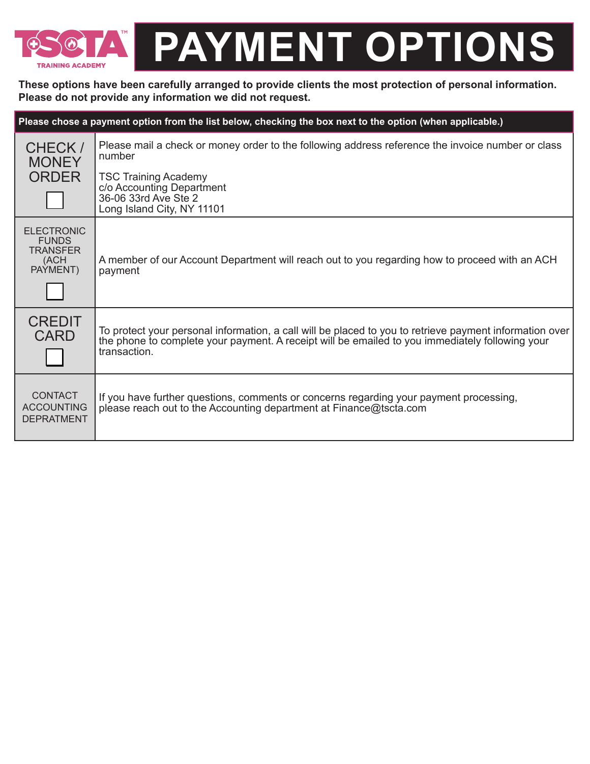TSCTA TRAINING ACADEMY

# PAYMENT OPTIONS

**These options have been carefully arranged to provide clients the most protection of personal information. Please do not provide any information we did not request.**

| Please chose a payment option from the list below, checking the box next to the option (when applicable.) | |
|---|---|
| CHECK / MONEY ORDER ☐ | Please mail a check or money order to the following address reference the invoice number or class number<br><br>TSC Training Academy<br>c/o Accounting Department<br>36-06 33rd Ave Ste 2<br>Long Island City, NY 11101 |
| ELECTRONIC FUNDS TRANSFER (ACH PAYMENT) ☐ | A member of our Account Department will reach out to you regarding how to proceed with an ACH payment |
| CREDIT CARD ☐ | To protect your personal information, a call will be placed to you to retrieve payment information over the phone to complete your payment. A receipt will be emailed to you immediately following your transaction. |
| CONTACT ACCOUNTING DEPRATMENT | If you have further questions, comments or concerns regarding your payment processing, please reach out to the Accounting department at Finance@tscta.com |